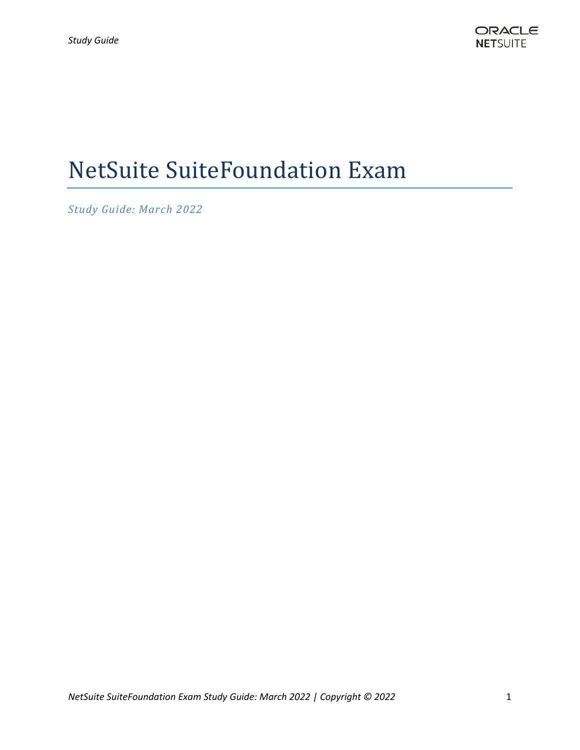# NetSuite SuiteFoundation Exam

*Study Guide: March 2022*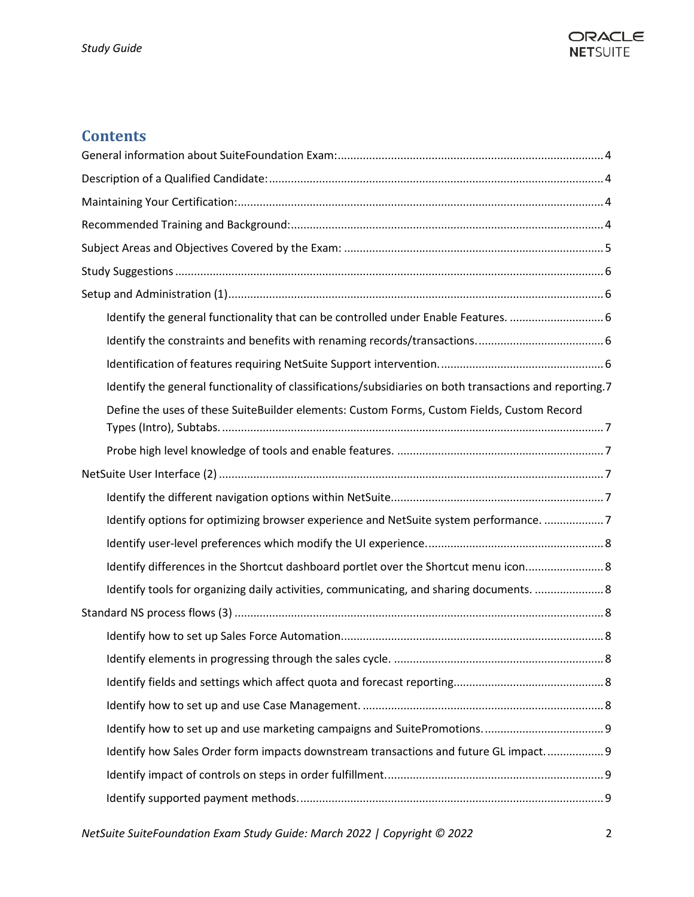## Contents

General information about SuiteFoundation Exam: 4

Description of a Qualified Candidate: 4

Maintaining Your Certification: 4

Recommended Training and Background: 4

Subject Areas and Objectives Covered by the Exam: 5

Study Suggestions 6

Setup and Administration (1) 6

- Identify the general functionality that can be controlled under Enable Features. 6
- Identify the constraints and benefits with renaming records/transactions. 6
- Identification of features requiring NetSuite Support intervention. 6
- Identify the general functionality of classifications/subsidiaries on both transactions and reporting. 7
- Define the uses of these SuiteBuilder elements: Custom Forms, Custom Fields, Custom Record Types (Intro), Subtabs. 7
- Probe high level knowledge of tools and enable features. 7

NetSuite User Interface (2) 7

- Identify the different navigation options within NetSuite. 7
- Identify options for optimizing browser experience and NetSuite system performance. 7
- Identify user-level preferences which modify the UI experience. 8
- Identify differences in the Shortcut dashboard portlet over the Shortcut menu icon. 8
- Identify tools for organizing daily activities, communicating, and sharing documents. 8

Standard NS process flows (3) 8

- Identify how to set up Sales Force Automation. 8
- Identify elements in progressing through the sales cycle. 8
- Identify fields and settings which affect quota and forecast reporting. 8
- Identify how to set up and use Case Management. 8
- Identify how to set up and use marketing campaigns and SuitePromotions. 9
- Identify how Sales Order form impacts downstream transactions and future GL impact. 9
- Identify impact of controls on steps in order fulfillment. 9
- Identify supported payment methods. 9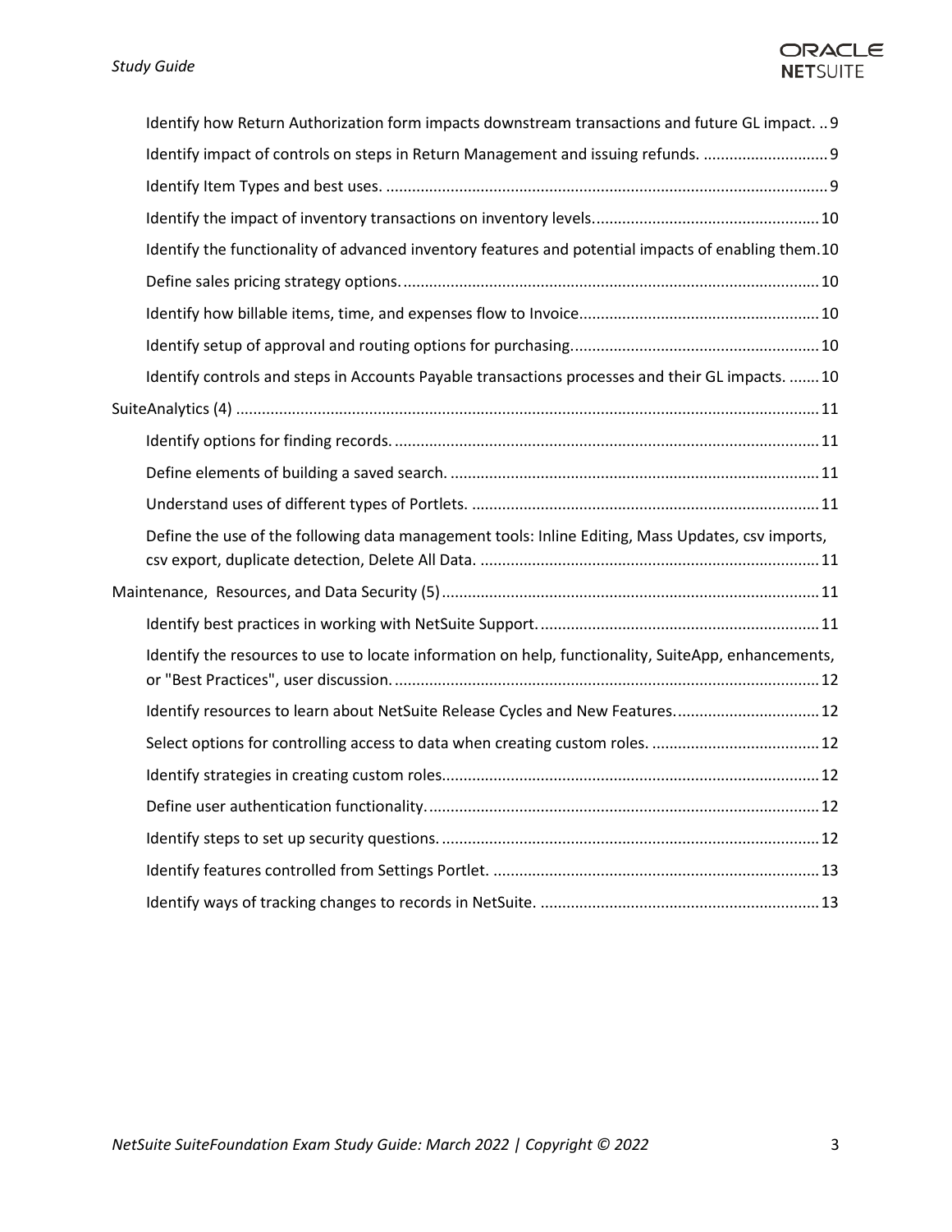- Identify how Return Authorization form impacts downstream transactions and future GL impact. .. 9
- Identify impact of controls on steps in Return Management and issuing refunds. ............................. 9
- Identify Item Types and best uses. ...................................................................................................... 9
- Identify the impact of inventory transactions on inventory levels.................................................... 10
- Identify the functionality of advanced inventory features and potential impacts of enabling them.10
- Define sales pricing strategy options. ................................................................................................ 10
- Identify how billable items, time, and expenses flow to Invoice........................................................ 10
- Identify setup of approval and routing options for purchasing.......................................................... 10
- Identify controls and steps in Accounts Payable transactions processes and their GL impacts. ....... 10

SuiteAnalytics (4) ....................................................................................................................................... 11

- Identify options for finding records. .................................................................................................. 11
- Define elements of building a saved search. ..................................................................................... 11
- Understand uses of different types of Portlets. ................................................................................ 11
- Define the use of the following data management tools: Inline Editing, Mass Updates, csv imports, csv export, duplicate detection, Delete All Data. .............................................................................. 11

Maintenance, Resources, and Data Security (5) ........................................................................................ 11

- Identify best practices in working with NetSuite Support. ................................................................. 11
- Identify the resources to use to locate information on help, functionality, SuiteApp, enhancements, or "Best Practices", user discussion. .................................................................................................. 12
- Identify resources to learn about NetSuite Release Cycles and New Features. ................................. 12
- Select options for controlling access to data when creating custom roles. ....................................... 12
- Identify strategies in creating custom roles....................................................................................... 12
- Define user authentication functionality. .......................................................................................... 12
- Identify steps to set up security questions. ....................................................................................... 12
- Identify features controlled from Settings Portlet. ............................................................................ 13
- Identify ways of tracking changes to records in NetSuite. ................................................................. 13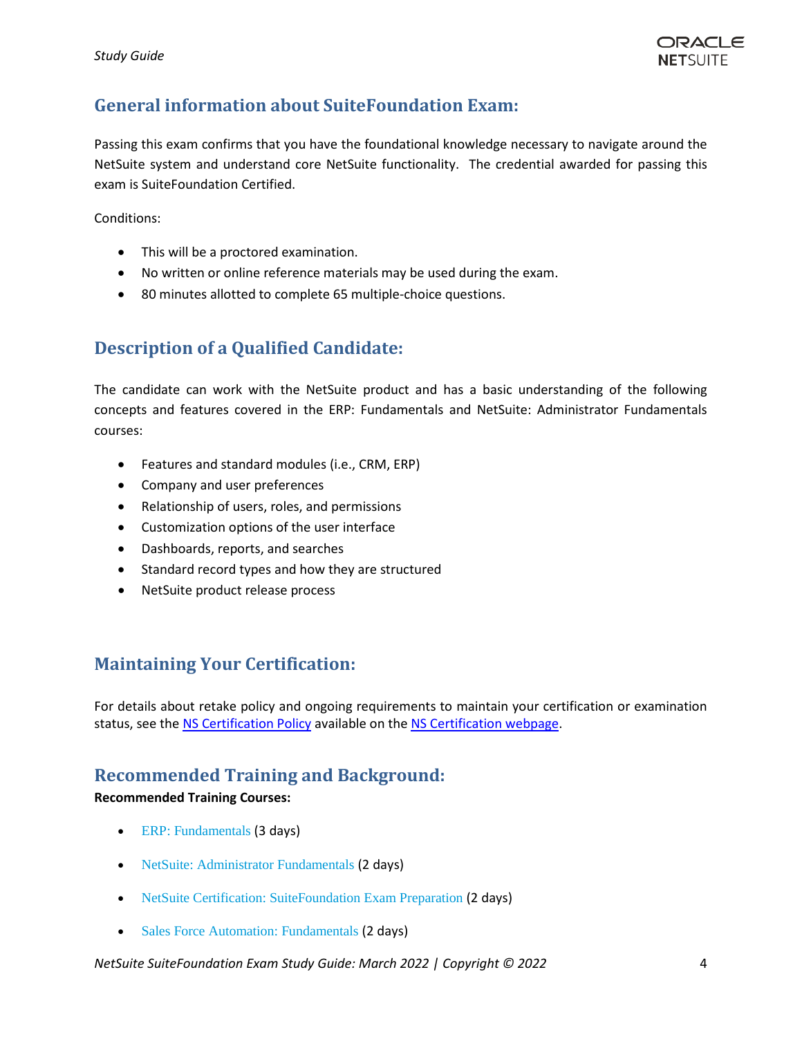## General information about SuiteFoundation Exam:

Passing this exam confirms that you have the foundational knowledge necessary to navigate around the NetSuite system and understand core NetSuite functionality. The credential awarded for passing this exam is SuiteFoundation Certified.

Conditions:

- This will be a proctored examination.
- No written or online reference materials may be used during the exam.
- 80 minutes allotted to complete 65 multiple-choice questions.

## Description of a Qualified Candidate:

The candidate can work with the NetSuite product and has a basic understanding of the following concepts and features covered in the ERP: Fundamentals and NetSuite: Administrator Fundamentals courses:

- Features and standard modules (i.e., CRM, ERP)
- Company and user preferences
- Relationship of users, roles, and permissions
- Customization options of the user interface
- Dashboards, reports, and searches
- Standard record types and how they are structured
- NetSuite product release process

## Maintaining Your Certification:

For details about retake policy and ongoing requirements to maintain your certification or examination status, see the NS Certification Policy available on the NS Certification webpage.

## Recommended Training and Background:

**Recommended Training Courses:**

- ERP: Fundamentals (3 days)
- NetSuite: Administrator Fundamentals (2 days)
- NetSuite Certification: SuiteFoundation Exam Preparation (2 days)
- Sales Force Automation: Fundamentals (2 days)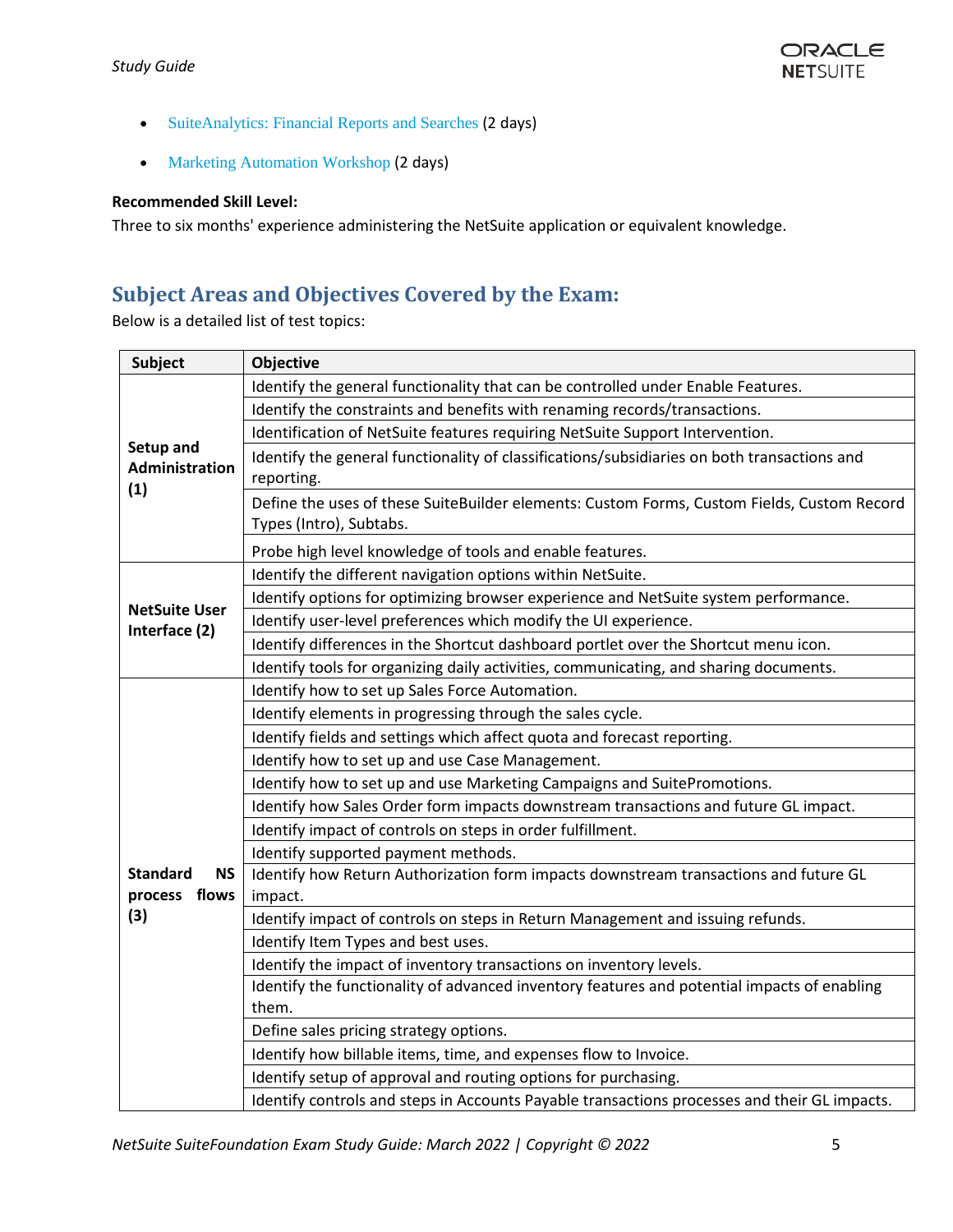- SuiteAnalytics: Financial Reports and Searches (2 days)
- Marketing Automation Workshop (2 days)

**Recommended Skill Level:**
Three to six months' experience administering the NetSuite application or equivalent knowledge.

## Subject Areas and Objectives Covered by the Exam:

Below is a detailed list of test topics:

| Subject | Objective |
| --- | --- |
| **Setup and Administration (1)** | Identify the general functionality that can be controlled under Enable Features. |
| | Identify the constraints and benefits with renaming records/transactions. |
| | Identification of NetSuite features requiring NetSuite Support Intervention. |
| | Identify the general functionality of classifications/subsidiaries on both transactions and reporting. |
| | Define the uses of these SuiteBuilder elements: Custom Forms, Custom Fields, Custom Record Types (Intro), Subtabs. |
| | Probe high level knowledge of tools and enable features. |
| **NetSuite User Interface (2)** | Identify the different navigation options within NetSuite. |
| | Identify options for optimizing browser experience and NetSuite system performance. |
| | Identify user-level preferences which modify the UI experience. |
| | Identify differences in the Shortcut dashboard portlet over the Shortcut menu icon. |
| | Identify tools for organizing daily activities, communicating, and sharing documents. |
| **Standard NS process flows (3)** | Identify how to set up Sales Force Automation. |
| | Identify elements in progressing through the sales cycle. |
| | Identify fields and settings which affect quota and forecast reporting. |
| | Identify how to set up and use Case Management. |
| | Identify how to set up and use Marketing Campaigns and SuitePromotions. |
| | Identify how Sales Order form impacts downstream transactions and future GL impact. |
| | Identify impact of controls on steps in order fulfillment. |
| | Identify supported payment methods. |
| | Identify how Return Authorization form impacts downstream transactions and future GL impact. |
| | Identify impact of controls on steps in Return Management and issuing refunds. |
| | Identify Item Types and best uses. |
| | Identify the impact of inventory transactions on inventory levels. |
| | Identify the functionality of advanced inventory features and potential impacts of enabling them. |
| | Define sales pricing strategy options. |
| | Identify how billable items, time, and expenses flow to Invoice. |
| | Identify setup of approval and routing options for purchasing. |
| | Identify controls and steps in Accounts Payable transactions processes and their GL impacts. |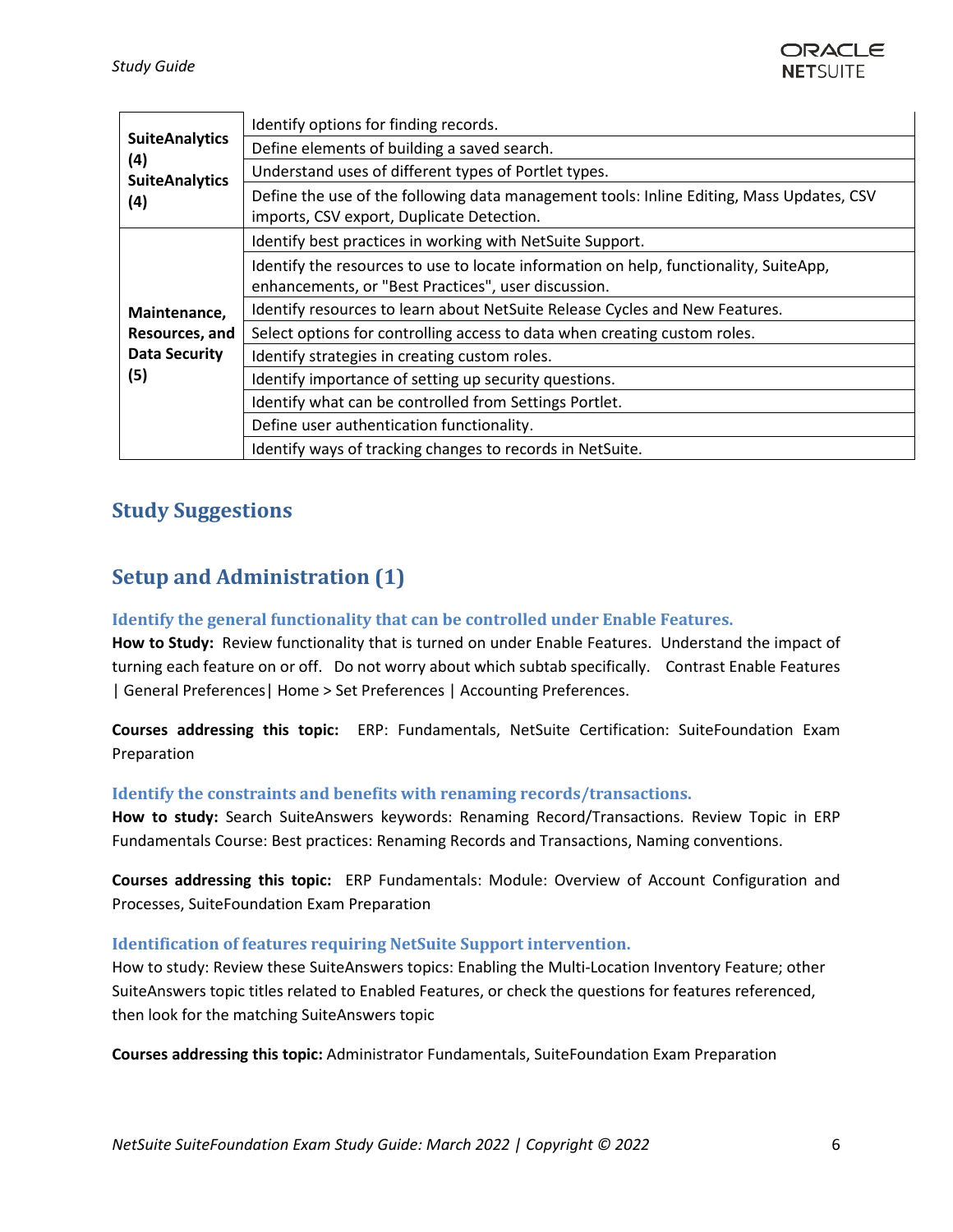| | |
|---|---|
| **SuiteAnalytics (4) SuiteAnalytics (4)** | Identify options for finding records. |
| | Define elements of building a saved search. |
| | Understand uses of different types of Portlet types. |
| | Define the use of the following data management tools: Inline Editing, Mass Updates, CSV imports, CSV export, Duplicate Detection. |
| **Maintenance, Resources, and Data Security (5)** | Identify best practices in working with NetSuite Support. |
| | Identify the resources to use to locate information on help, functionality, SuiteApp, enhancements, or "Best Practices", user discussion. |
| | Identify resources to learn about NetSuite Release Cycles and New Features. |
| | Select options for controlling access to data when creating custom roles. |
| | Identify strategies in creating custom roles. |
| | Identify importance of setting up security questions. |
| | Identify what can be controlled from Settings Portlet. |
| | Define user authentication functionality. |
| | Identify ways of tracking changes to records in NetSuite. |

## Study Suggestions

## Setup and Administration (1)

### Identify the general functionality that can be controlled under Enable Features.

**How to Study:** Review functionality that is turned on under Enable Features. Understand the impact of turning each feature on or off. Do not worry about which subtab specifically. Contrast Enable Features | General Preferences| Home > Set Preferences | Accounting Preferences.

**Courses addressing this topic:** ERP: Fundamentals, NetSuite Certification: SuiteFoundation Exam Preparation

### Identify the constraints and benefits with renaming records/transactions.

**How to study:** Search SuiteAnswers keywords: Renaming Record/Transactions. Review Topic in ERP Fundamentals Course: Best practices: Renaming Records and Transactions, Naming conventions.

**Courses addressing this topic:** ERP Fundamentals: Module: Overview of Account Configuration and Processes, SuiteFoundation Exam Preparation

### Identification of features requiring NetSuite Support intervention.

How to study: Review these SuiteAnswers topics: Enabling the Multi-Location Inventory Feature; other SuiteAnswers topic titles related to Enabled Features, or check the questions for features referenced, then look for the matching SuiteAnswers topic

**Courses addressing this topic:** Administrator Fundamentals, SuiteFoundation Exam Preparation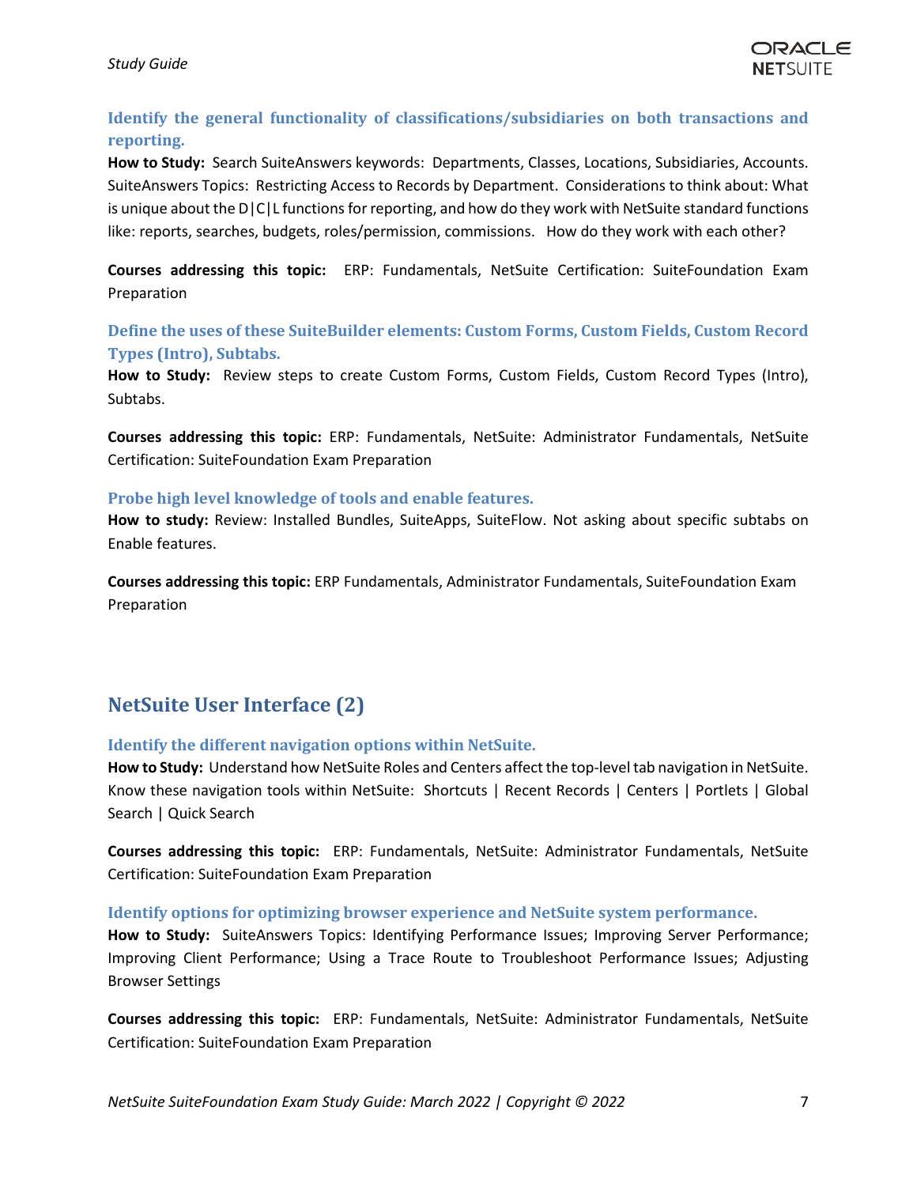### Identify the general functionality of classifications/subsidiaries on both transactions and reporting.

**How to Study:** Search SuiteAnswers keywords: Departments, Classes, Locations, Subsidiaries, Accounts. SuiteAnswers Topics: Restricting Access to Records by Department. Considerations to think about: What is unique about the D|C|L functions for reporting, and how do they work with NetSuite standard functions like: reports, searches, budgets, roles/permission, commissions. How do they work with each other?

**Courses addressing this topic:** ERP: Fundamentals, NetSuite Certification: SuiteFoundation Exam Preparation

### Define the uses of these SuiteBuilder elements: Custom Forms, Custom Fields, Custom Record Types (Intro), Subtabs.

**How to Study:** Review steps to create Custom Forms, Custom Fields, Custom Record Types (Intro), Subtabs.

**Courses addressing this topic:** ERP: Fundamentals, NetSuite: Administrator Fundamentals, NetSuite Certification: SuiteFoundation Exam Preparation

### Probe high level knowledge of tools and enable features.

**How to study:** Review: Installed Bundles, SuiteApps, SuiteFlow. Not asking about specific subtabs on Enable features.

**Courses addressing this topic:** ERP Fundamentals, Administrator Fundamentals, SuiteFoundation Exam Preparation

## NetSuite User Interface (2)

### Identify the different navigation options within NetSuite.

**How to Study:** Understand how NetSuite Roles and Centers affect the top-level tab navigation in NetSuite. Know these navigation tools within NetSuite: Shortcuts | Recent Records | Centers | Portlets | Global Search | Quick Search

**Courses addressing this topic:** ERP: Fundamentals, NetSuite: Administrator Fundamentals, NetSuite Certification: SuiteFoundation Exam Preparation

### Identify options for optimizing browser experience and NetSuite system performance.

**How to Study:** SuiteAnswers Topics: Identifying Performance Issues; Improving Server Performance; Improving Client Performance; Using a Trace Route to Troubleshoot Performance Issues; Adjusting Browser Settings

**Courses addressing this topic:** ERP: Fundamentals, NetSuite: Administrator Fundamentals, NetSuite Certification: SuiteFoundation Exam Preparation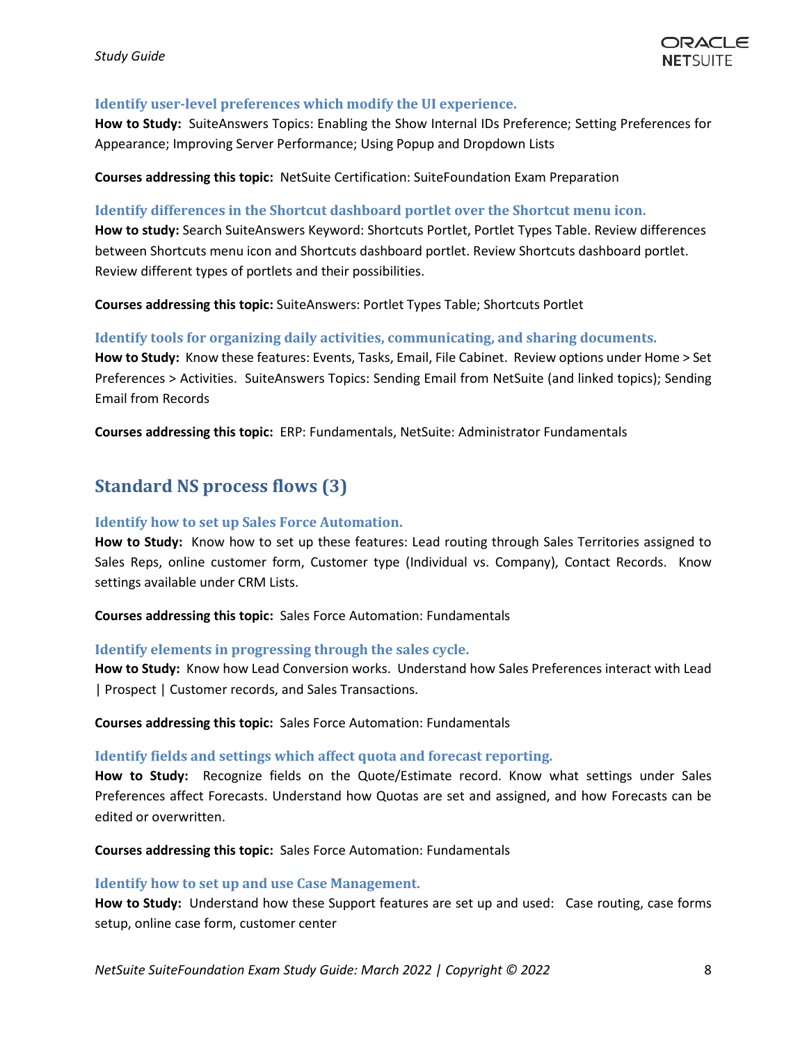### Identify user-level preferences which modify the UI experience.

**How to Study:** SuiteAnswers Topics: Enabling the Show Internal IDs Preference; Setting Preferences for Appearance; Improving Server Performance; Using Popup and Dropdown Lists

**Courses addressing this topic:** NetSuite Certification: SuiteFoundation Exam Preparation

### Identify differences in the Shortcut dashboard portlet over the Shortcut menu icon.

**How to study:** Search SuiteAnswers Keyword: Shortcuts Portlet, Portlet Types Table. Review differences between Shortcuts menu icon and Shortcuts dashboard portlet. Review Shortcuts dashboard portlet. Review different types of portlets and their possibilities.

**Courses addressing this topic:** SuiteAnswers: Portlet Types Table; Shortcuts Portlet

### Identify tools for organizing daily activities, communicating, and sharing documents.

**How to Study:** Know these features: Events, Tasks, Email, File Cabinet. Review options under Home > Set Preferences > Activities. SuiteAnswers Topics: Sending Email from NetSuite (and linked topics); Sending Email from Records

**Courses addressing this topic:** ERP: Fundamentals, NetSuite: Administrator Fundamentals

## Standard NS process flows (3)

### Identify how to set up Sales Force Automation.

**How to Study:** Know how to set up these features: Lead routing through Sales Territories assigned to Sales Reps, online customer form, Customer type (Individual vs. Company), Contact Records. Know settings available under CRM Lists.

**Courses addressing this topic:** Sales Force Automation: Fundamentals

### Identify elements in progressing through the sales cycle.

**How to Study:** Know how Lead Conversion works. Understand how Sales Preferences interact with Lead | Prospect | Customer records, and Sales Transactions.

**Courses addressing this topic:** Sales Force Automation: Fundamentals

### Identify fields and settings which affect quota and forecast reporting.

**How to Study:** Recognize fields on the Quote/Estimate record. Know what settings under Sales Preferences affect Forecasts. Understand how Quotas are set and assigned, and how Forecasts can be edited or overwritten.

**Courses addressing this topic:** Sales Force Automation: Fundamentals

### Identify how to set up and use Case Management.

**How to Study:** Understand how these Support features are set up and used: Case routing, case forms setup, online case form, customer center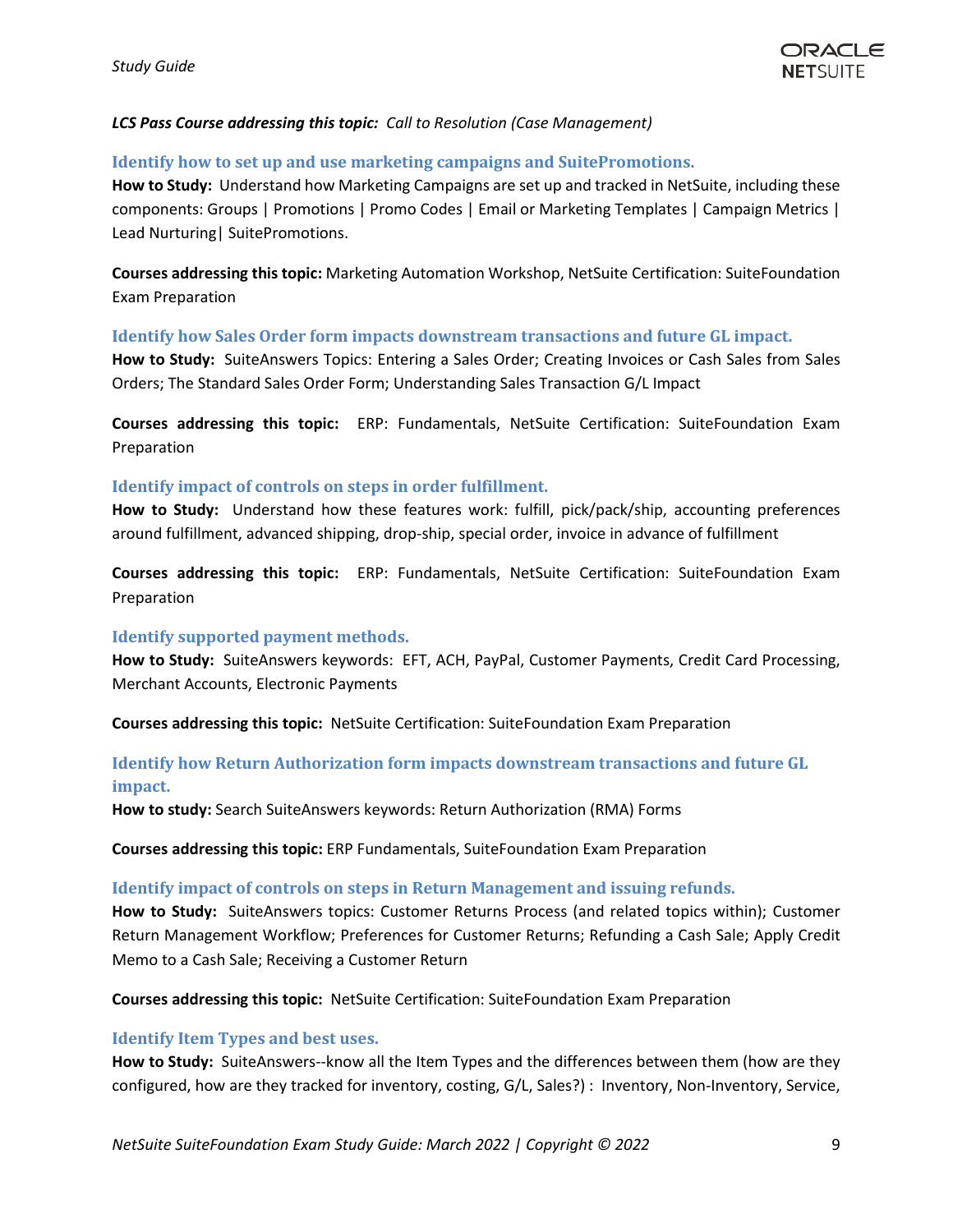***LCS Pass Course addressing this topic:*** *Call to Resolution (Case Management)*

### Identify how to set up and use marketing campaigns and SuitePromotions.

**How to Study:** Understand how Marketing Campaigns are set up and tracked in NetSuite, including these components: Groups | Promotions | Promo Codes | Email or Marketing Templates | Campaign Metrics | Lead Nurturing| SuitePromotions.

**Courses addressing this topic:** Marketing Automation Workshop, NetSuite Certification: SuiteFoundation Exam Preparation

### Identify how Sales Order form impacts downstream transactions and future GL impact.

**How to Study:** SuiteAnswers Topics: Entering a Sales Order; Creating Invoices or Cash Sales from Sales Orders; The Standard Sales Order Form; Understanding Sales Transaction G/L Impact

**Courses addressing this topic:** ERP: Fundamentals, NetSuite Certification: SuiteFoundation Exam Preparation

### Identify impact of controls on steps in order fulfillment.

**How to Study:** Understand how these features work: fulfill, pick/pack/ship, accounting preferences around fulfillment, advanced shipping, drop-ship, special order, invoice in advance of fulfillment

**Courses addressing this topic:** ERP: Fundamentals, NetSuite Certification: SuiteFoundation Exam Preparation

### Identify supported payment methods.

**How to Study:** SuiteAnswers keywords: EFT, ACH, PayPal, Customer Payments, Credit Card Processing, Merchant Accounts, Electronic Payments

**Courses addressing this topic:** NetSuite Certification: SuiteFoundation Exam Preparation

### Identify how Return Authorization form impacts downstream transactions and future GL impact.

**How to study:** Search SuiteAnswers keywords: Return Authorization (RMA) Forms

**Courses addressing this topic:** ERP Fundamentals, SuiteFoundation Exam Preparation

### Identify impact of controls on steps in Return Management and issuing refunds.

**How to Study:** SuiteAnswers topics: Customer Returns Process (and related topics within); Customer Return Management Workflow; Preferences for Customer Returns; Refunding a Cash Sale; Apply Credit Memo to a Cash Sale; Receiving a Customer Return

**Courses addressing this topic:** NetSuite Certification: SuiteFoundation Exam Preparation

### Identify Item Types and best uses.

**How to Study:** SuiteAnswers--know all the Item Types and the differences between them (how are they configured, how are they tracked for inventory, costing, G/L, Sales?) : Inventory, Non-Inventory, Service,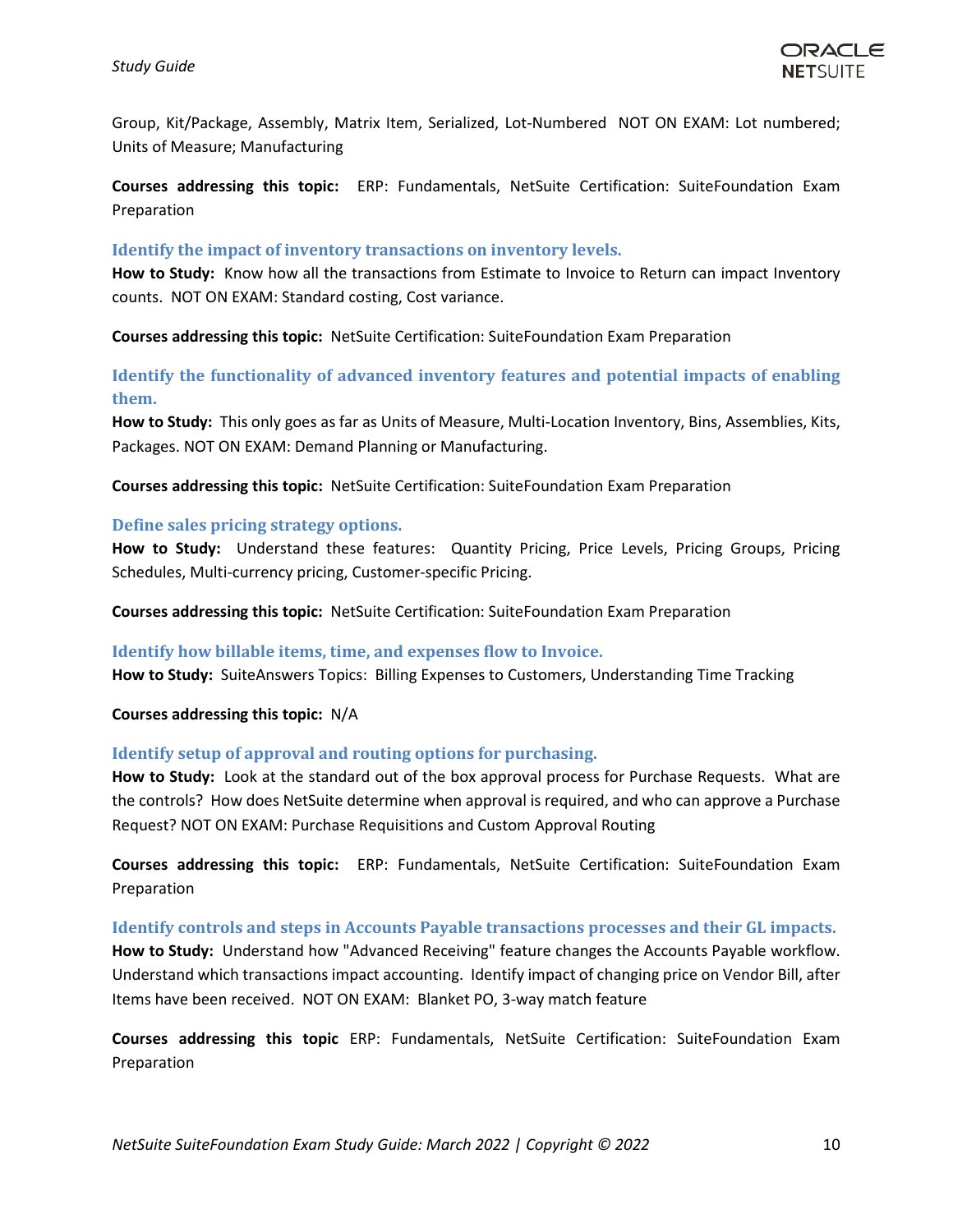Group, Kit/Package, Assembly, Matrix Item, Serialized, Lot-Numbered  NOT ON EXAM: Lot numbered; Units of Measure; Manufacturing

**Courses addressing this topic:**  ERP: Fundamentals, NetSuite Certification: SuiteFoundation Exam Preparation

### Identify the impact of inventory transactions on inventory levels.

**How to Study:**  Know how all the transactions from Estimate to Invoice to Return can impact Inventory counts.  NOT ON EXAM: Standard costing, Cost variance.

**Courses addressing this topic:**  NetSuite Certification: SuiteFoundation Exam Preparation

### Identify the functionality of advanced inventory features and potential impacts of enabling them.

**How to Study:**  This only goes as far as Units of Measure, Multi-Location Inventory, Bins, Assemblies, Kits, Packages. NOT ON EXAM: Demand Planning or Manufacturing.

**Courses addressing this topic:**  NetSuite Certification: SuiteFoundation Exam Preparation

### Define sales pricing strategy options.

**How to Study:**  Understand these features:  Quantity Pricing, Price Levels, Pricing Groups, Pricing Schedules, Multi-currency pricing, Customer-specific Pricing.

**Courses addressing this topic:**  NetSuite Certification: SuiteFoundation Exam Preparation

### Identify how billable items, time, and expenses flow to Invoice.

**How to Study:**  SuiteAnswers Topics:  Billing Expenses to Customers, Understanding Time Tracking

**Courses addressing this topic:**  N/A

### Identify setup of approval and routing options for purchasing.

**How to Study:**  Look at the standard out of the box approval process for Purchase Requests.  What are the controls?  How does NetSuite determine when approval is required, and who can approve a Purchase Request? NOT ON EXAM: Purchase Requisitions and Custom Approval Routing

**Courses addressing this topic:**  ERP: Fundamentals, NetSuite Certification: SuiteFoundation Exam Preparation

### Identify controls and steps in Accounts Payable transactions processes and their GL impacts.

**How to Study:**  Understand how "Advanced Receiving" feature changes the Accounts Payable workflow. Understand which transactions impact accounting.  Identify impact of changing price on Vendor Bill, after Items have been received.  NOT ON EXAM:  Blanket PO, 3-way match feature

**Courses addressing this topic** ERP: Fundamentals, NetSuite Certification: SuiteFoundation Exam Preparation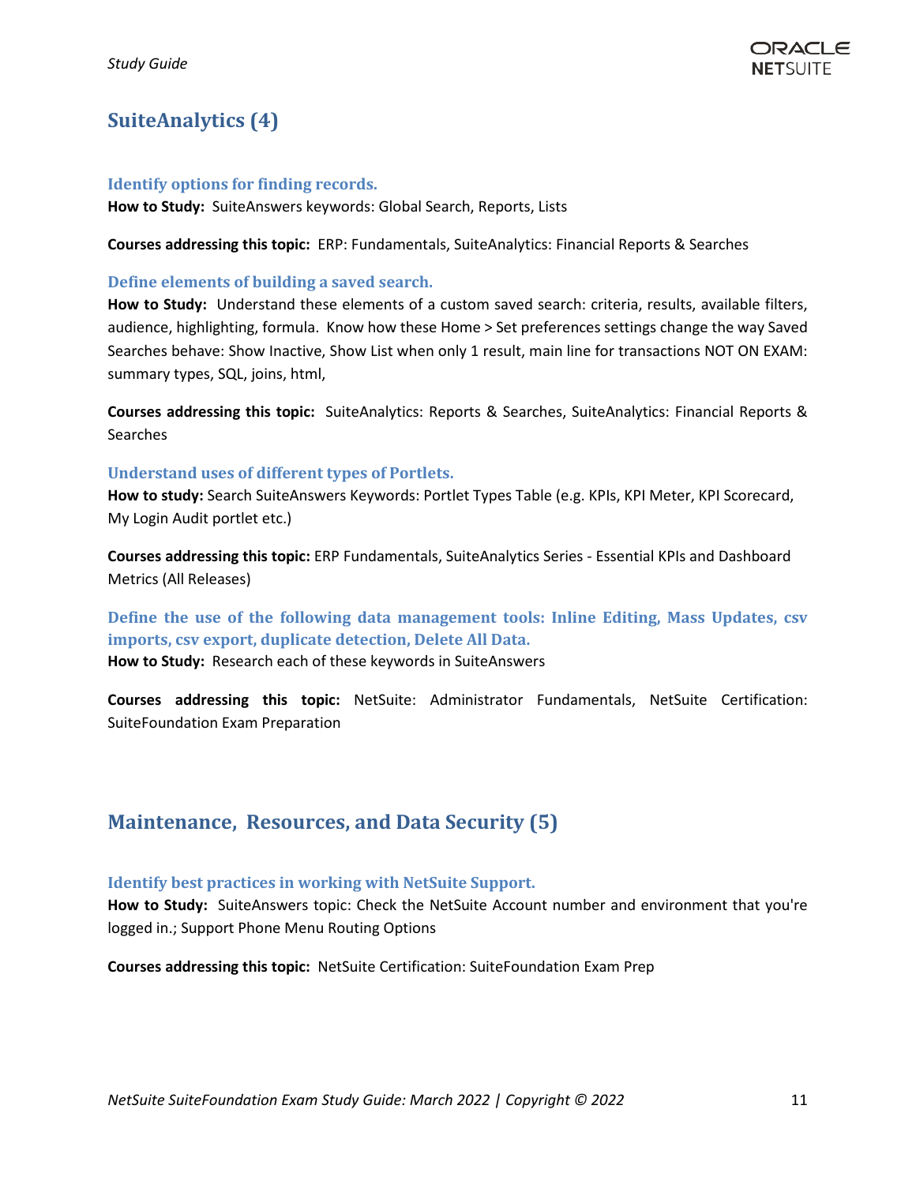## SuiteAnalytics (4)

### Identify options for finding records.

**How to Study:** SuiteAnswers keywords: Global Search, Reports, Lists

**Courses addressing this topic:** ERP: Fundamentals, SuiteAnalytics: Financial Reports & Searches

### Define elements of building a saved search.

**How to Study:** Understand these elements of a custom saved search: criteria, results, available filters, audience, highlighting, formula. Know how these Home > Set preferences settings change the way Saved Searches behave: Show Inactive, Show List when only 1 result, main line for transactions NOT ON EXAM: summary types, SQL, joins, html,

**Courses addressing this topic:** SuiteAnalytics: Reports & Searches, SuiteAnalytics: Financial Reports & Searches

### Understand uses of different types of Portlets.

**How to study:** Search SuiteAnswers Keywords: Portlet Types Table (e.g. KPIs, KPI Meter, KPI Scorecard, My Login Audit portlet etc.)

**Courses addressing this topic:** ERP Fundamentals, SuiteAnalytics Series - Essential KPIs and Dashboard Metrics (All Releases)

### Define the use of the following data management tools: Inline Editing, Mass Updates, csv imports, csv export, duplicate detection, Delete All Data.

**How to Study:** Research each of these keywords in SuiteAnswers

**Courses addressing this topic:** NetSuite: Administrator Fundamentals, NetSuite Certification: SuiteFoundation Exam Preparation

## Maintenance, Resources, and Data Security (5)

### Identify best practices in working with NetSuite Support.

**How to Study:** SuiteAnswers topic: Check the NetSuite Account number and environment that you're logged in.; Support Phone Menu Routing Options

**Courses addressing this topic:** NetSuite Certification: SuiteFoundation Exam Prep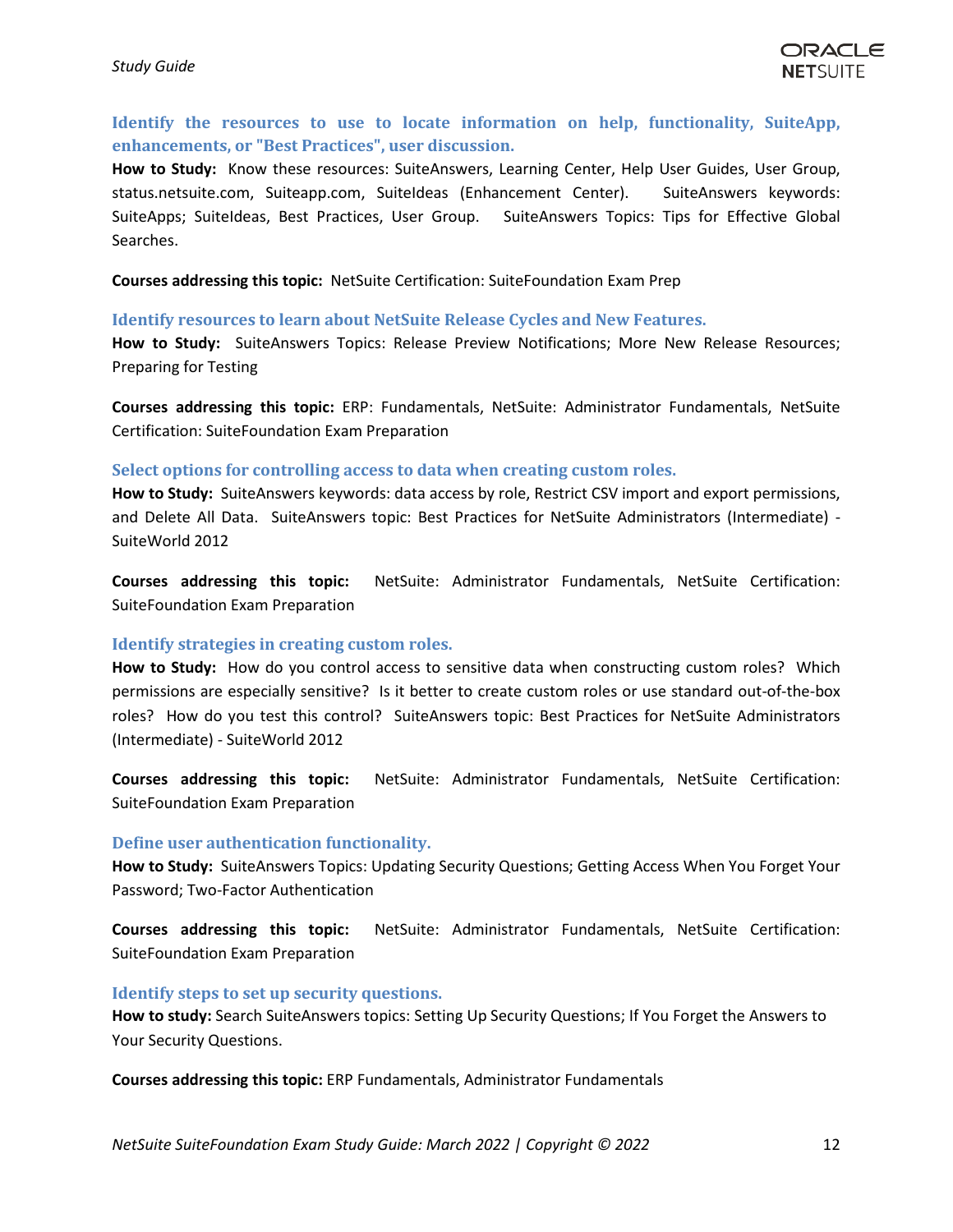### Identify the resources to use to locate information on help, functionality, SuiteApp, enhancements, or "Best Practices", user discussion.

**How to Study:** Know these resources: SuiteAnswers, Learning Center, Help User Guides, User Group, status.netsuite.com, Suiteapp.com, SuiteIdeas (Enhancement Center). SuiteAnswers keywords: SuiteApps; SuiteIdeas, Best Practices, User Group. SuiteAnswers Topics: Tips for Effective Global Searches.

**Courses addressing this topic:** NetSuite Certification: SuiteFoundation Exam Prep

### Identify resources to learn about NetSuite Release Cycles and New Features.

**How to Study:** SuiteAnswers Topics: Release Preview Notifications; More New Release Resources; Preparing for Testing

**Courses addressing this topic:** ERP: Fundamentals, NetSuite: Administrator Fundamentals, NetSuite Certification: SuiteFoundation Exam Preparation

### Select options for controlling access to data when creating custom roles.

**How to Study:** SuiteAnswers keywords: data access by role, Restrict CSV import and export permissions, and Delete All Data. SuiteAnswers topic: Best Practices for NetSuite Administrators (Intermediate) - SuiteWorld 2012

**Courses addressing this topic:** NetSuite: Administrator Fundamentals, NetSuite Certification: SuiteFoundation Exam Preparation

### Identify strategies in creating custom roles.

**How to Study:** How do you control access to sensitive data when constructing custom roles? Which permissions are especially sensitive? Is it better to create custom roles or use standard out-of-the-box roles? How do you test this control? SuiteAnswers topic: Best Practices for NetSuite Administrators (Intermediate) - SuiteWorld 2012

**Courses addressing this topic:** NetSuite: Administrator Fundamentals, NetSuite Certification: SuiteFoundation Exam Preparation

### Define user authentication functionality.

**How to Study:** SuiteAnswers Topics: Updating Security Questions; Getting Access When You Forget Your Password; Two-Factor Authentication

**Courses addressing this topic:** NetSuite: Administrator Fundamentals, NetSuite Certification: SuiteFoundation Exam Preparation

### Identify steps to set up security questions.

**How to study:** Search SuiteAnswers topics: Setting Up Security Questions; If You Forget the Answers to Your Security Questions.

**Courses addressing this topic:** ERP Fundamentals, Administrator Fundamentals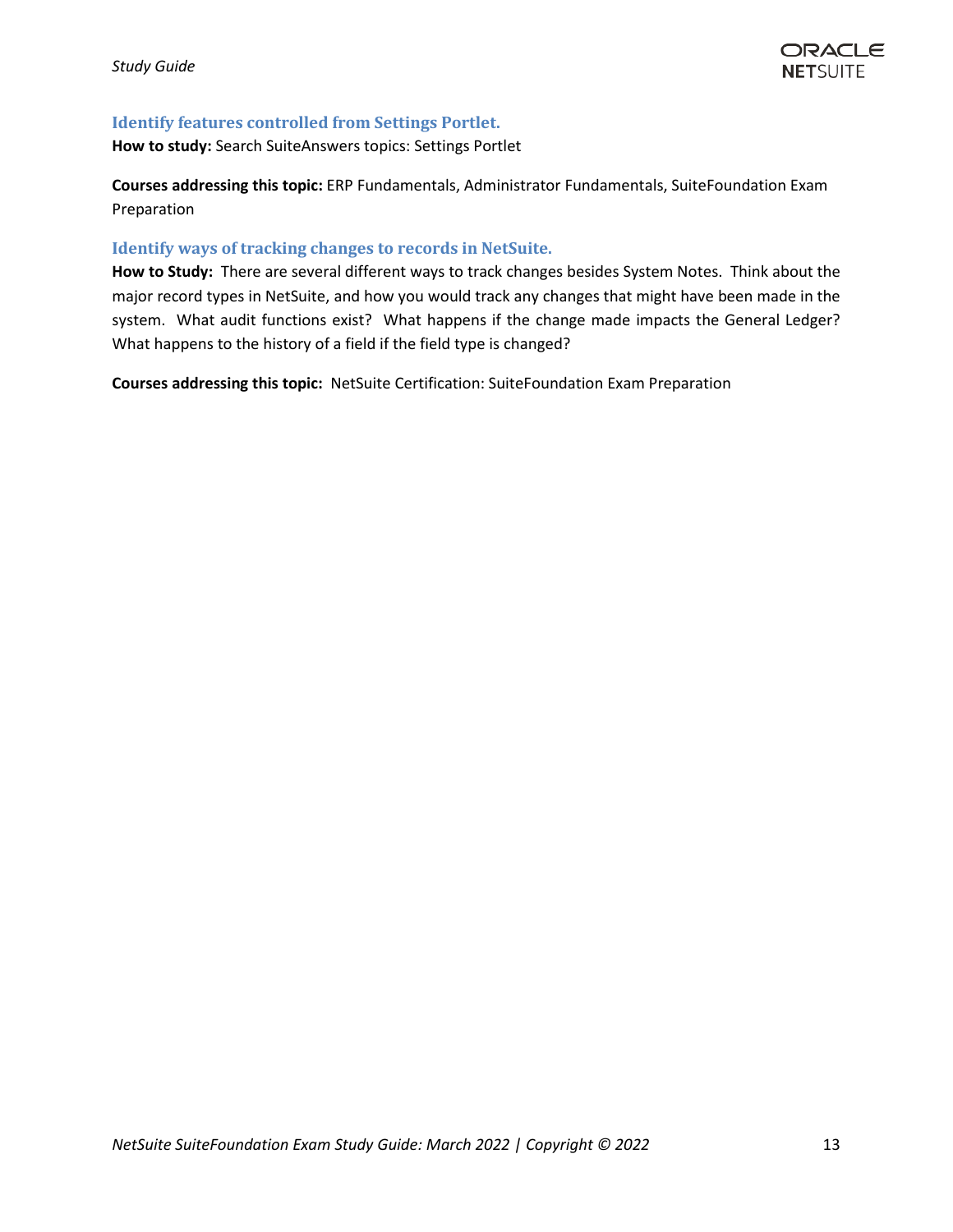### Identify features controlled from Settings Portlet.

**How to study:** Search SuiteAnswers topics: Settings Portlet

**Courses addressing this topic:** ERP Fundamentals, Administrator Fundamentals, SuiteFoundation Exam Preparation

### Identify ways of tracking changes to records in NetSuite.

**How to Study:** There are several different ways to track changes besides System Notes. Think about the major record types in NetSuite, and how you would track any changes that might have been made in the system. What audit functions exist? What happens if the change made impacts the General Ledger? What happens to the history of a field if the field type is changed?

**Courses addressing this topic:** NetSuite Certification: SuiteFoundation Exam Preparation